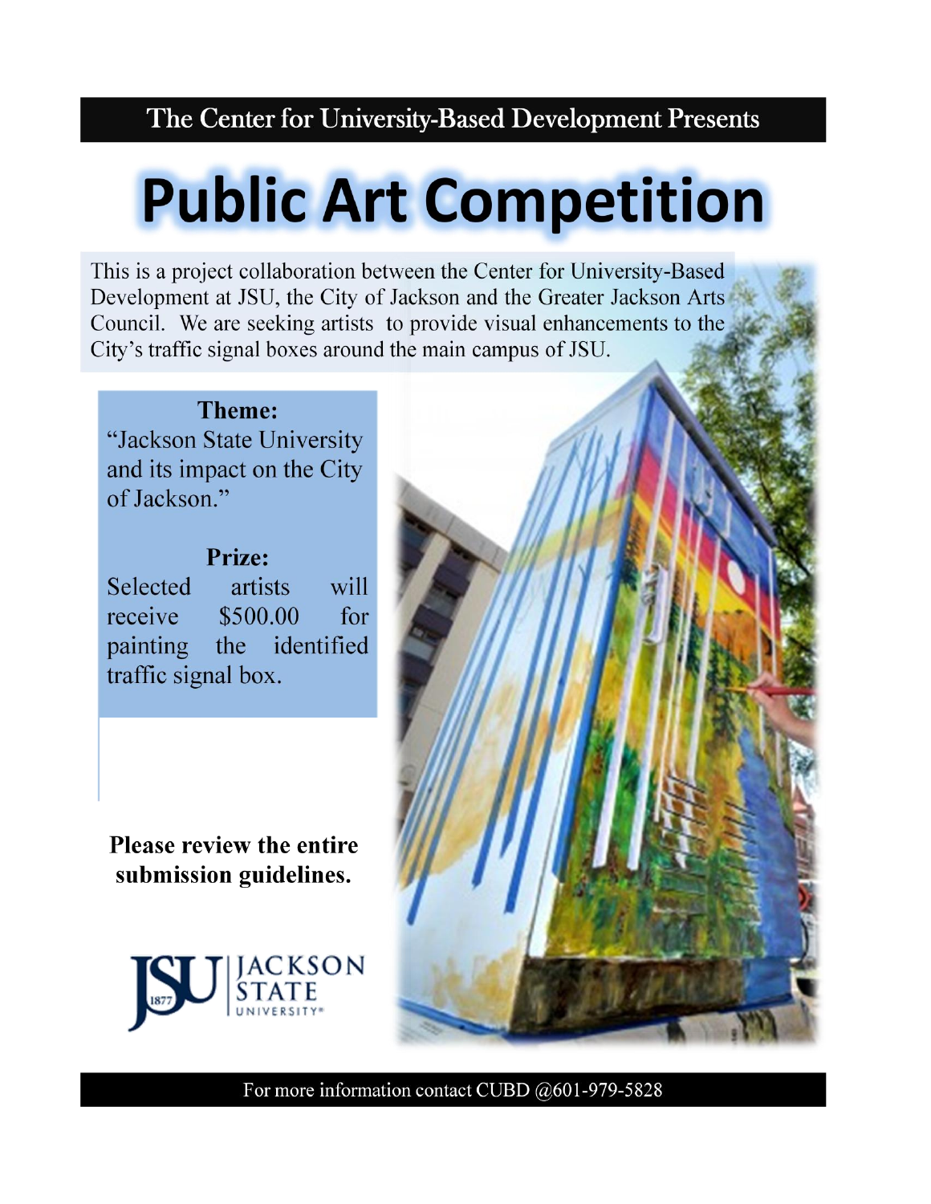The Center for University-Based Development Presents

# Public Art Competition

This is a project collaboration between the Center for University-Based Development at JSU, the City of Jackson and the Greater Jackson Arts Council. We are seeking artists to provide visual enhancements to the City's traffic signal boxes around the main campus of JSU.

**Theme:**

"Jackson State University and its impact on the City of Jackson."

**Prize:**

Selected artists will receive $500.00 for painting the identified traffic signal box.

**Please review the entire submission guidelines.**

JSU 1877 | JACKSON STATE UNIVERSITY®

For more information contact CUBD @601-979-5828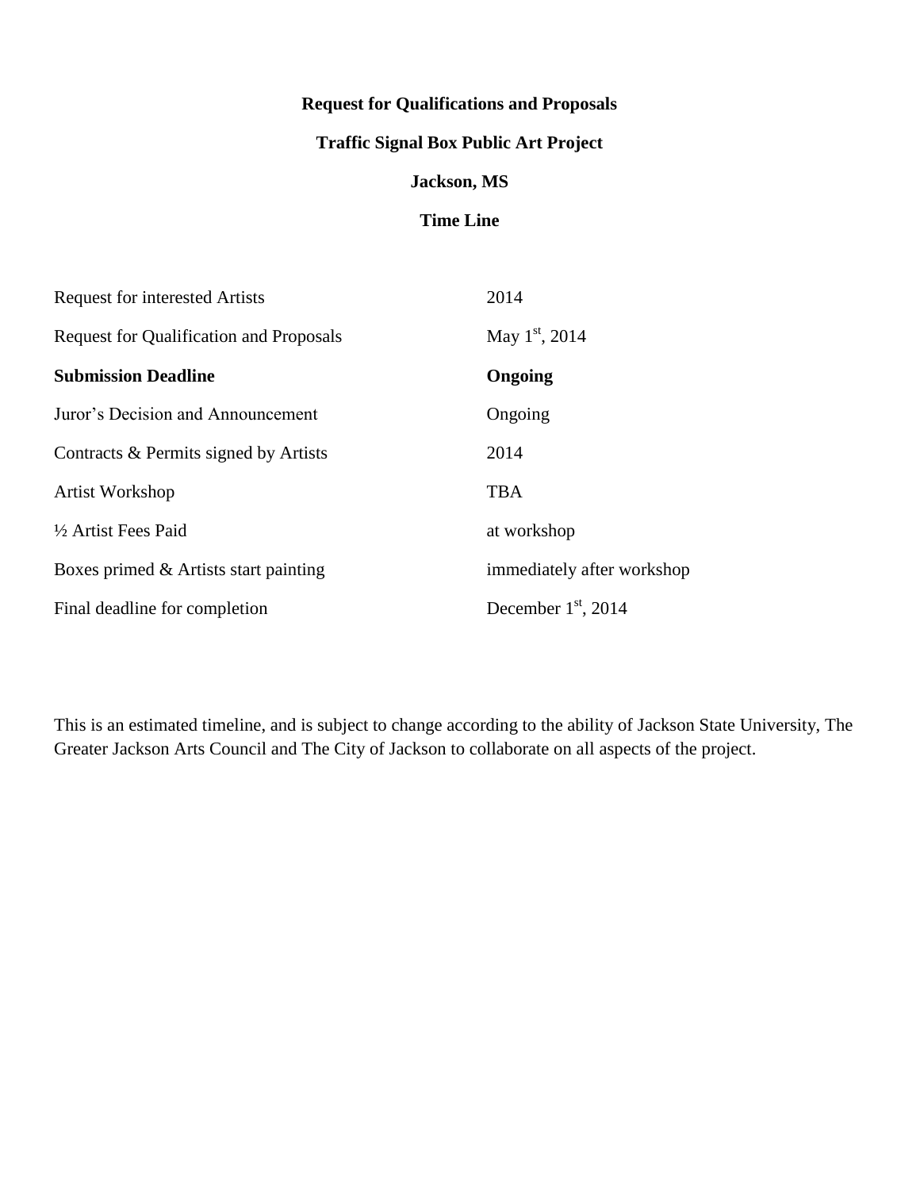**Request for Qualifications and Proposals**

**Traffic Signal Box Public Art Project**

**Jackson, MS**

**Time Line**

| | |
|---|---|
| Request for interested Artists | 2014 |
| Request for Qualification and Proposals | May 1st, 2014 |
| **Submission Deadline** | **Ongoing** |
| Juror's Decision and Announcement | Ongoing |
| Contracts & Permits signed by Artists | 2014 |
| Artist Workshop | TBA |
| ½ Artist Fees Paid | at workshop |
| Boxes primed & Artists start painting | immediately after workshop |
| Final deadline for completion | December 1st, 2014 |

This is an estimated timeline, and is subject to change according to the ability of Jackson State University, The Greater Jackson Arts Council and The City of Jackson to collaborate on all aspects of the project.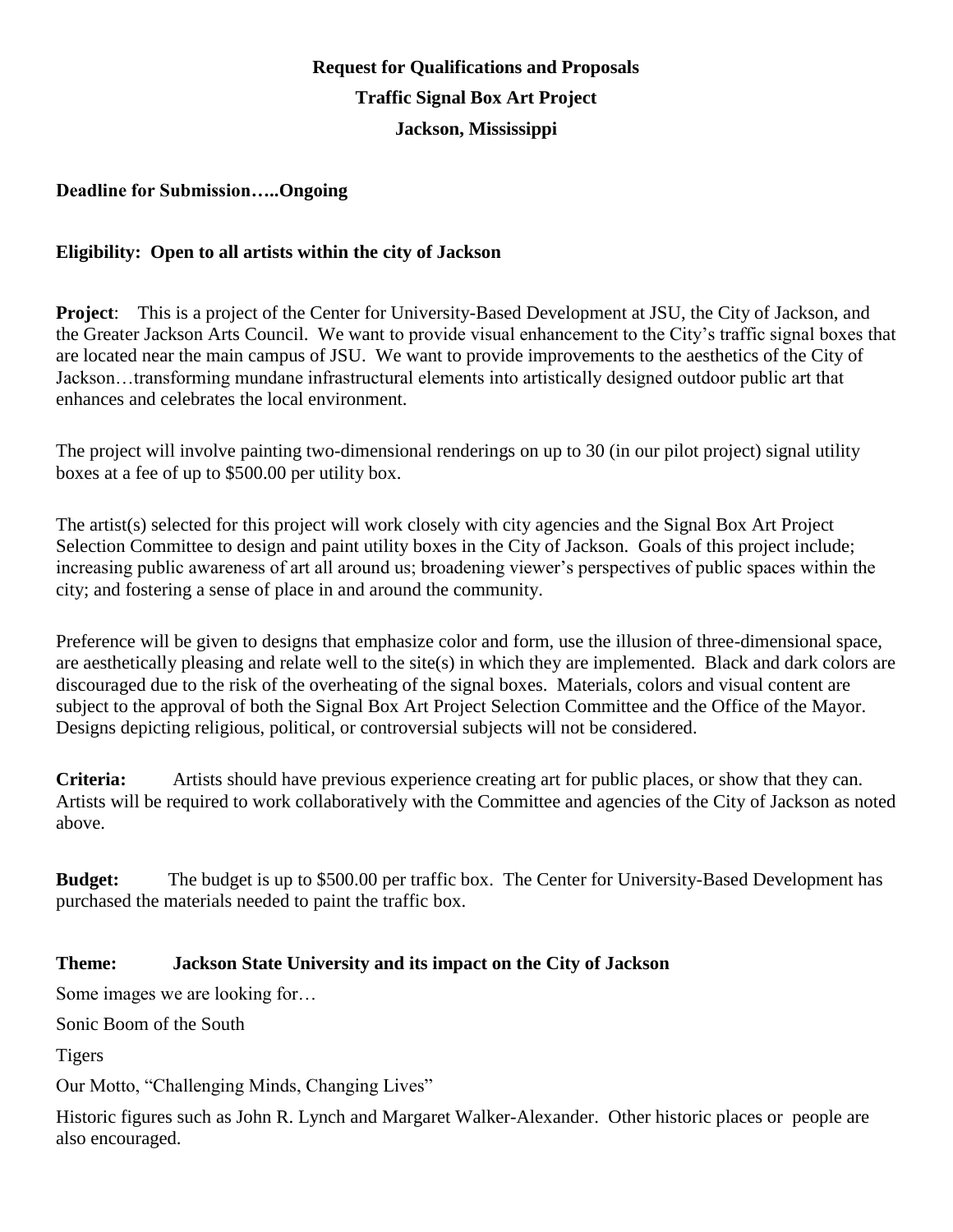# Request for Qualifications and Proposals
## Traffic Signal Box Art Project
## Jackson, Mississippi

**Deadline for Submission…..Ongoing**

**Eligibility: Open to all artists within the city of Jackson**

**Project**: This is a project of the Center for University-Based Development at JSU, the City of Jackson, and the Greater Jackson Arts Council. We want to provide visual enhancement to the City's traffic signal boxes that are located near the main campus of JSU. We want to provide improvements to the aesthetics of the City of Jackson…transforming mundane infrastructural elements into artistically designed outdoor public art that enhances and celebrates the local environment.

The project will involve painting two-dimensional renderings on up to 30 (in our pilot project) signal utility boxes at a fee of up to $500.00 per utility box.

The artist(s) selected for this project will work closely with city agencies and the Signal Box Art Project Selection Committee to design and paint utility boxes in the City of Jackson. Goals of this project include; increasing public awareness of art all around us; broadening viewer's perspectives of public spaces within the city; and fostering a sense of place in and around the community.

Preference will be given to designs that emphasize color and form, use the illusion of three-dimensional space, are aesthetically pleasing and relate well to the site(s) in which they are implemented. Black and dark colors are discouraged due to the risk of the overheating of the signal boxes. Materials, colors and visual content are subject to the approval of both the Signal Box Art Project Selection Committee and the Office of the Mayor. Designs depicting religious, political, or controversial subjects will not be considered.

**Criteria:** Artists should have previous experience creating art for public places, or show that they can. Artists will be required to work collaboratively with the Committee and agencies of the City of Jackson as noted above.

**Budget:** The budget is up to $500.00 per traffic box. The Center for University-Based Development has purchased the materials needed to paint the traffic box.

**Theme: Jackson State University and its impact on the City of Jackson**

Some images we are looking for…

Sonic Boom of the South

Tigers

Our Motto, "Challenging Minds, Changing Lives"

Historic figures such as John R. Lynch and Margaret Walker-Alexander. Other historic places or people are also encouraged.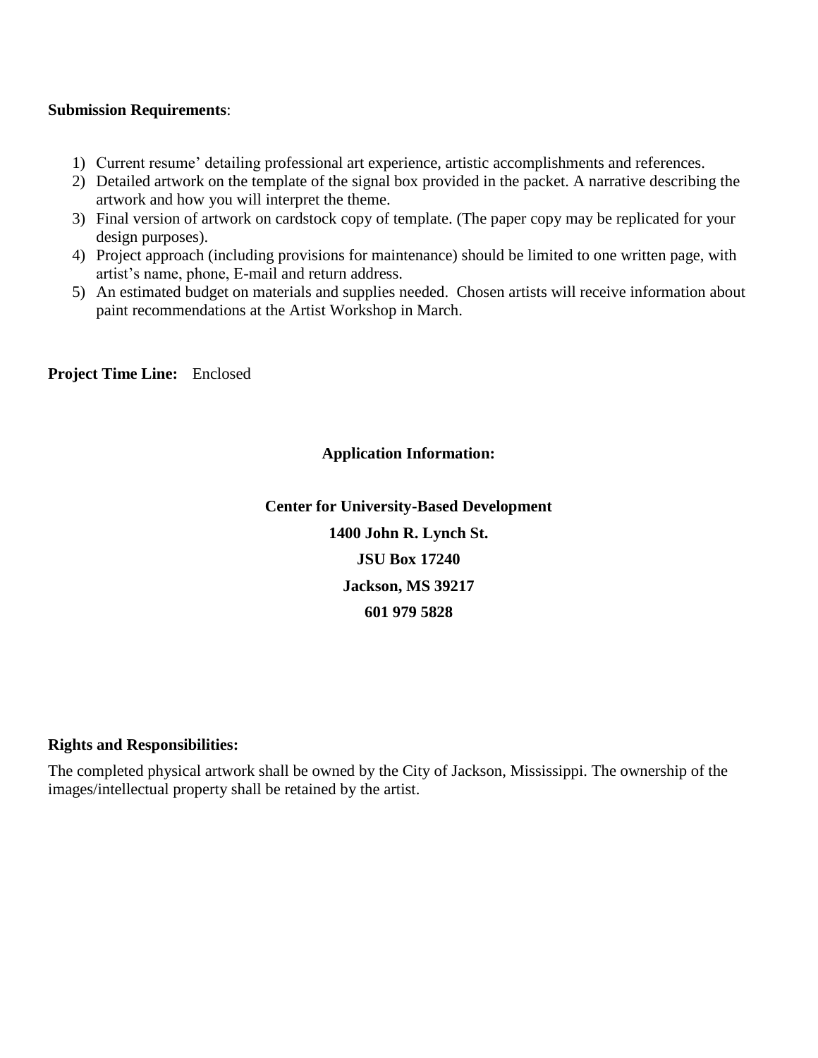**Submission Requirements**:

1) Current resume' detailing professional art experience, artistic accomplishments and references.
2) Detailed artwork on the template of the signal box provided in the packet. A narrative describing the artwork and how you will interpret the theme.
3) Final version of artwork on cardstock copy of template. (The paper copy may be replicated for your design purposes).
4) Project approach (including provisions for maintenance) should be limited to one written page, with artist's name, phone, E-mail and return address.
5) An estimated budget on materials and supplies needed. Chosen artists will receive information about paint recommendations at the Artist Workshop in March.

**Project Time Line:** Enclosed

**Application Information:**

**Center for University-Based Development**

**1400 John R. Lynch St.**

**JSU Box 17240**

**Jackson, MS 39217**

**601 979 5828**

**Rights and Responsibilities:**

The completed physical artwork shall be owned by the City of Jackson, Mississippi. The ownership of the images/intellectual property shall be retained by the artist.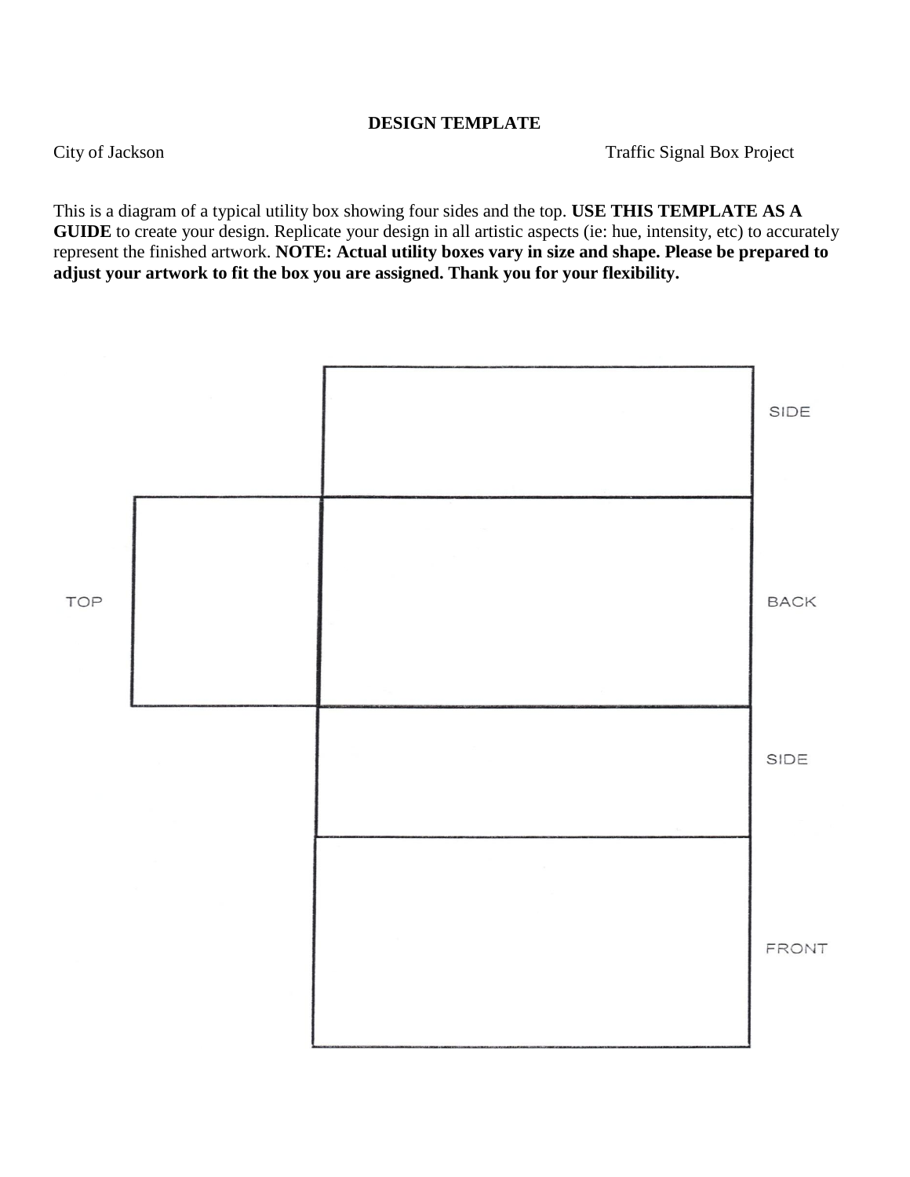**DESIGN TEMPLATE**

City of Jackson Traffic Signal Box Project

This is a diagram of a typical utility box showing four sides and the top. **USE THIS TEMPLATE AS A GUIDE** to create your design. Replicate your design in all artistic aspects (ie: hue, intensity, etc) to accurately represent the finished artwork. **NOTE: Actual utility boxes vary in size and shape. Please be prepared to adjust your artwork to fit the box you are assigned. Thank you for your flexibility.**

SIDE

TOP

BACK

SIDE

FRONT